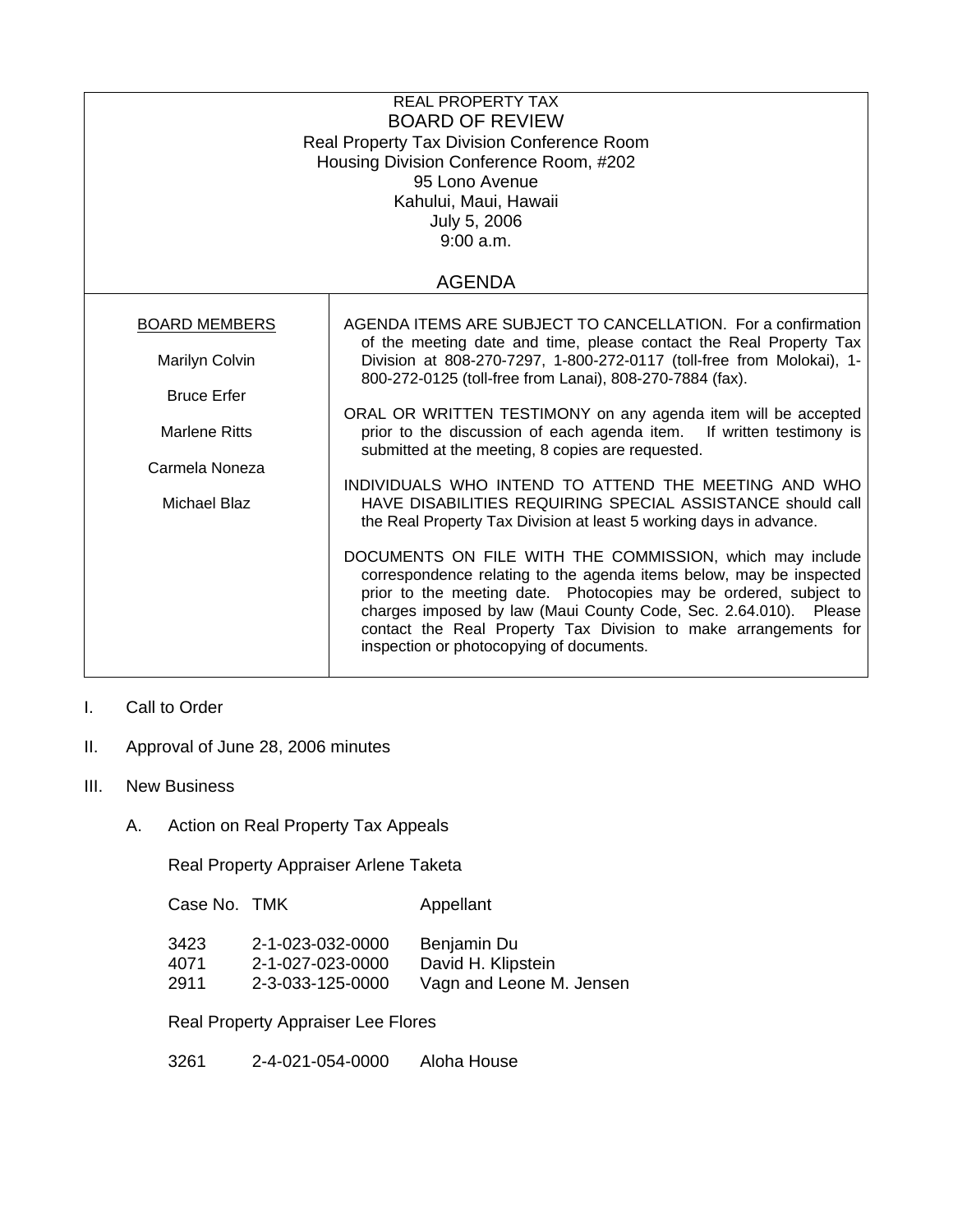REAL PROPERTY TAX

# BOARD OF REVIEW

Real Property Tax Division Conference Room
Housing Division Conference Room, #202
95 Lono Avenue
Kahului, Maui, Hawaii
July 5, 2006
9:00 a.m.

## AGENDA

| BOARD MEMBERS | |
|---|---|
| Marilyn Colvin<br>Bruce Erfer<br>Marlene Ritts<br>Carmela Noneza<br>Michael Blaz | AGENDA ITEMS ARE SUBJECT TO CANCELLATION. For a confirmation of the meeting date and time, please contact the Real Property Tax Division at 808-270-7297, 1-800-272-0117 (toll-free from Molokai), 1-800-272-0125 (toll-free from Lanai), 808-270-7884 (fax).<br><br>ORAL OR WRITTEN TESTIMONY on any agenda item will be accepted prior to the discussion of each agenda item. If written testimony is submitted at the meeting, 8 copies are requested.<br><br>INDIVIDUALS WHO INTEND TO ATTEND THE MEETING AND WHO HAVE DISABILITIES REQUIRING SPECIAL ASSISTANCE should call the Real Property Tax Division at least 5 working days in advance.<br><br>DOCUMENTS ON FILE WITH THE COMMISSION, which may include correspondence relating to the agenda items below, may be inspected prior to the meeting date. Photocopies may be ordered, subject to charges imposed by law (Maui County Code, Sec. 2.64.010). Please contact the Real Property Tax Division to make arrangements for inspection or photocopying of documents. |

I. Call to Order

II. Approval of June 28, 2006 minutes

III. New Business

A. Action on Real Property Tax Appeals

Real Property Appraiser Arlene Taketa

| Case No. | TMK | Appellant |
|---|---|---|
| 3423 | 2-1-023-032-0000 | Benjamin Du |
| 4071 | 2-1-027-023-0000 | David H. Klipstein |
| 2911 | 2-3-033-125-0000 | Vagn and Leone M. Jensen |

Real Property Appraiser Lee Flores

| Case No. | TMK | Appellant |
|---|---|---|
| 3261 | 2-4-021-054-0000 | Aloha House |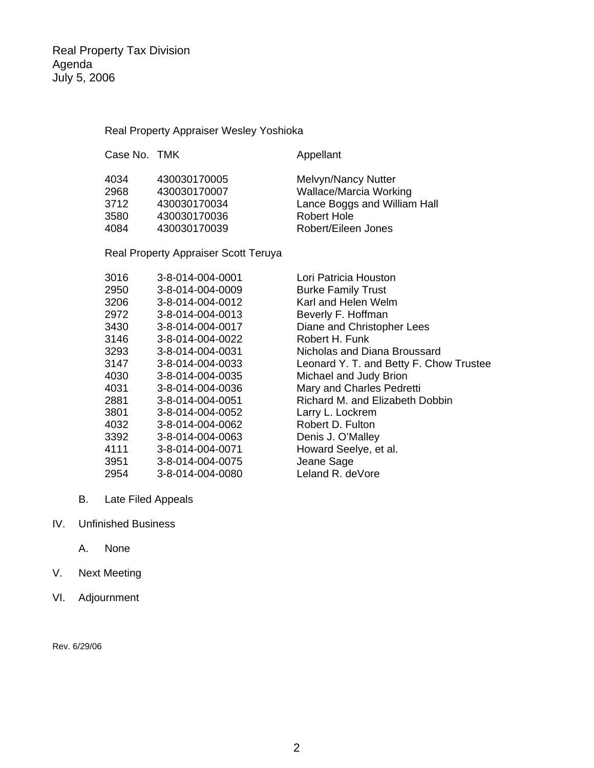Real Property Tax Division
Agenda
July 5, 2006

Real Property Appraiser Wesley Yoshioka

| Case No. | TMK | Appellant |
|---|---|---|
| 4034 | 430030170005 | Melvyn/Nancy Nutter |
| 2968 | 430030170007 | Wallace/Marcia Working |
| 3712 | 430030170034 | Lance Boggs and William Hall |
| 3580 | 430030170036 | Robert Hole |
| 4084 | 430030170039 | Robert/Eileen Jones |

Real Property Appraiser Scott Teruya

| | | |
|---|---|---|
| 3016 | 3-8-014-004-0001 | Lori Patricia Houston |
| 2950 | 3-8-014-004-0009 | Burke Family Trust |
| 3206 | 3-8-014-004-0012 | Karl and Helen Welm |
| 2972 | 3-8-014-004-0013 | Beverly F. Hoffman |
| 3430 | 3-8-014-004-0017 | Diane and Christopher Lees |
| 3146 | 3-8-014-004-0022 | Robert H. Funk |
| 3293 | 3-8-014-004-0031 | Nicholas and Diana Broussard |
| 3147 | 3-8-014-004-0033 | Leonard Y. T. and Betty F. Chow Trustee |
| 4030 | 3-8-014-004-0035 | Michael and Judy Brion |
| 4031 | 3-8-014-004-0036 | Mary and Charles Pedretti |
| 2881 | 3-8-014-004-0051 | Richard M. and Elizabeth Dobbin |
| 3801 | 3-8-014-004-0052 | Larry L. Lockrem |
| 4032 | 3-8-014-004-0062 | Robert D. Fulton |
| 3392 | 3-8-014-004-0063 | Denis J. O'Malley |
| 4111 | 3-8-014-004-0071 | Howard Seelye, et al. |
| 3951 | 3-8-014-004-0075 | Jeane Sage |
| 2954 | 3-8-014-004-0080 | Leland R. deVore |

B. Late Filed Appeals

IV. Unfinished Business

A. None

V. Next Meeting

VI. Adjournment

Rev. 6/29/06